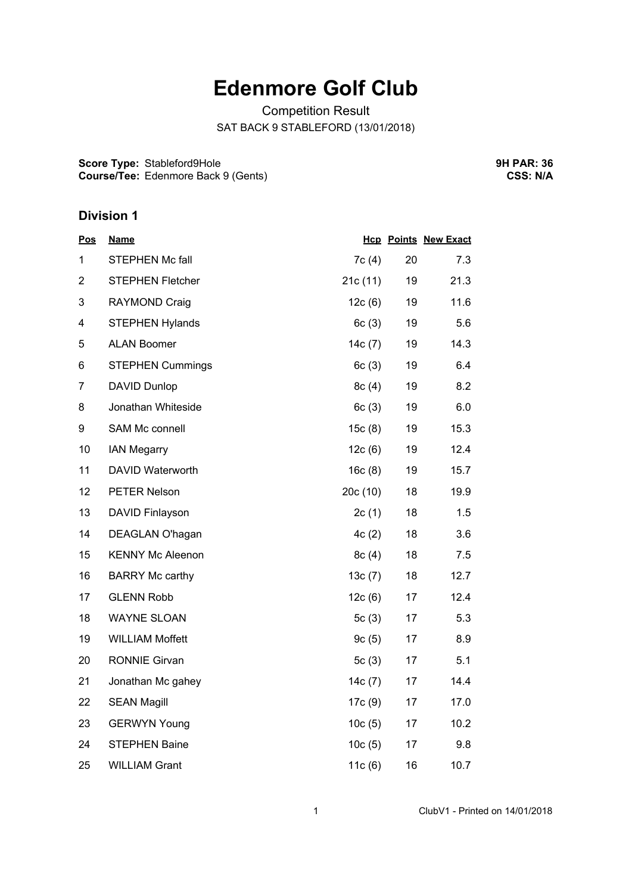# Edenmore Golf Club

Competition Result

SAT BACK 9 STABLEFORD (13/01/2018)

**Score Type:** Stableford9Hole
**Course/Tee:** Edenmore Back 9 (Gents)

**9H PAR: 36**
**CSS: N/A**

## Division 1

| Pos | Name | Hcp | Points | New Exact |
|---|---|---|---|---|
| 1 | STEPHEN Mc fall | 7c (4) | 20 | 7.3 |
| 2 | STEPHEN Fletcher | 21c (11) | 19 | 21.3 |
| 3 | RAYMOND Craig | 12c (6) | 19 | 11.6 |
| 4 | STEPHEN Hylands | 6c (3) | 19 | 5.6 |
| 5 | ALAN Boomer | 14c (7) | 19 | 14.3 |
| 6 | STEPHEN Cummings | 6c (3) | 19 | 6.4 |
| 7 | DAVID Dunlop | 8c (4) | 19 | 8.2 |
| 8 | Jonathan Whiteside | 6c (3) | 19 | 6.0 |
| 9 | SAM Mc connell | 15c (8) | 19 | 15.3 |
| 10 | IAN Megarry | 12c (6) | 19 | 12.4 |
| 11 | DAVID Waterworth | 16c (8) | 19 | 15.7 |
| 12 | PETER Nelson | 20c (10) | 18 | 19.9 |
| 13 | DAVID Finlayson | 2c (1) | 18 | 1.5 |
| 14 | DEAGLAN O'hagan | 4c (2) | 18 | 3.6 |
| 15 | KENNY Mc Aleenon | 8c (4) | 18 | 7.5 |
| 16 | BARRY Mc carthy | 13c (7) | 18 | 12.7 |
| 17 | GLENN Robb | 12c (6) | 17 | 12.4 |
| 18 | WAYNE SLOAN | 5c (3) | 17 | 5.3 |
| 19 | WILLIAM Moffett | 9c (5) | 17 | 8.9 |
| 20 | RONNIE Girvan | 5c (3) | 17 | 5.1 |
| 21 | Jonathan Mc gahey | 14c (7) | 17 | 14.4 |
| 22 | SEAN Magill | 17c (9) | 17 | 17.0 |
| 23 | GERWYN Young | 10c (5) | 17 | 10.2 |
| 24 | STEPHEN Baine | 10c (5) | 17 | 9.8 |
| 25 | WILLIAM Grant | 11c (6) | 16 | 10.7 |

ClubV1 - Printed on 14/01/2018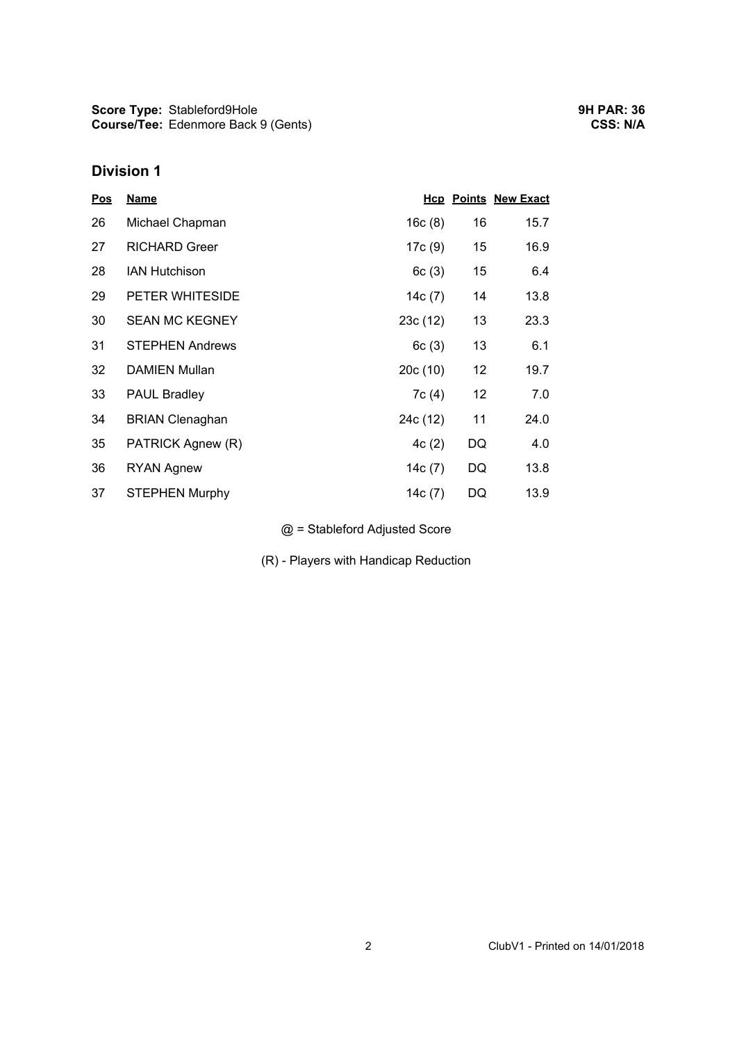**Score Type:** Stableford9Hole
**Course/Tee:** Edenmore Back 9 (Gents)

**9H PAR: 36**
**CSS: N/A**

## Division 1

| Pos | Name | Hcp | Points | New Exact |
|---|---|---|---|---|
| 26 | Michael Chapman | 16c (8) | 16 | 15.7 |
| 27 | RICHARD Greer | 17c (9) | 15 | 16.9 |
| 28 | IAN Hutchison | 6c (3) | 15 | 6.4 |
| 29 | PETER WHITESIDE | 14c (7) | 14 | 13.8 |
| 30 | SEAN MC KEGNEY | 23c (12) | 13 | 23.3 |
| 31 | STEPHEN Andrews | 6c (3) | 13 | 6.1 |
| 32 | DAMIEN Mullan | 20c (10) | 12 | 19.7 |
| 33 | PAUL Bradley | 7c (4) | 12 | 7.0 |
| 34 | BRIAN Clenaghan | 24c (12) | 11 | 24.0 |
| 35 | PATRICK Agnew (R) | 4c (2) | DQ | 4.0 |
| 36 | RYAN Agnew | 14c (7) | DQ | 13.8 |
| 37 | STEPHEN Murphy | 14c (7) | DQ | 13.9 |

@ = Stableford Adjusted Score

(R) - Players with Handicap Reduction

ClubV1 - Printed on 14/01/2018